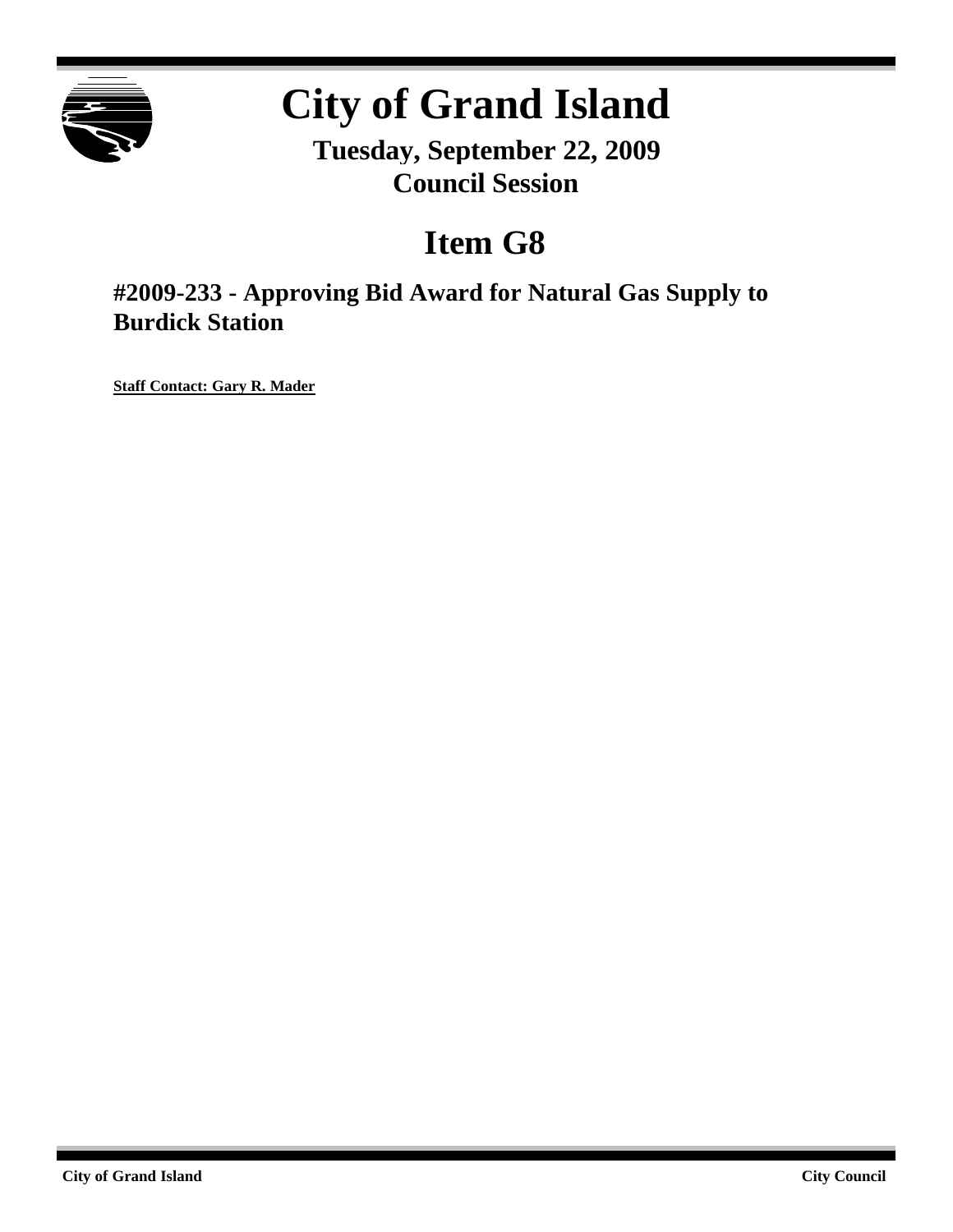# City of Grand Island

**Tuesday, September 22, 2009**
**Council Session**

## Item G8

### #2009-233 - Approving Bid Award for Natural Gas Supply to Burdick Station

**Staff Contact: Gary R. Mader**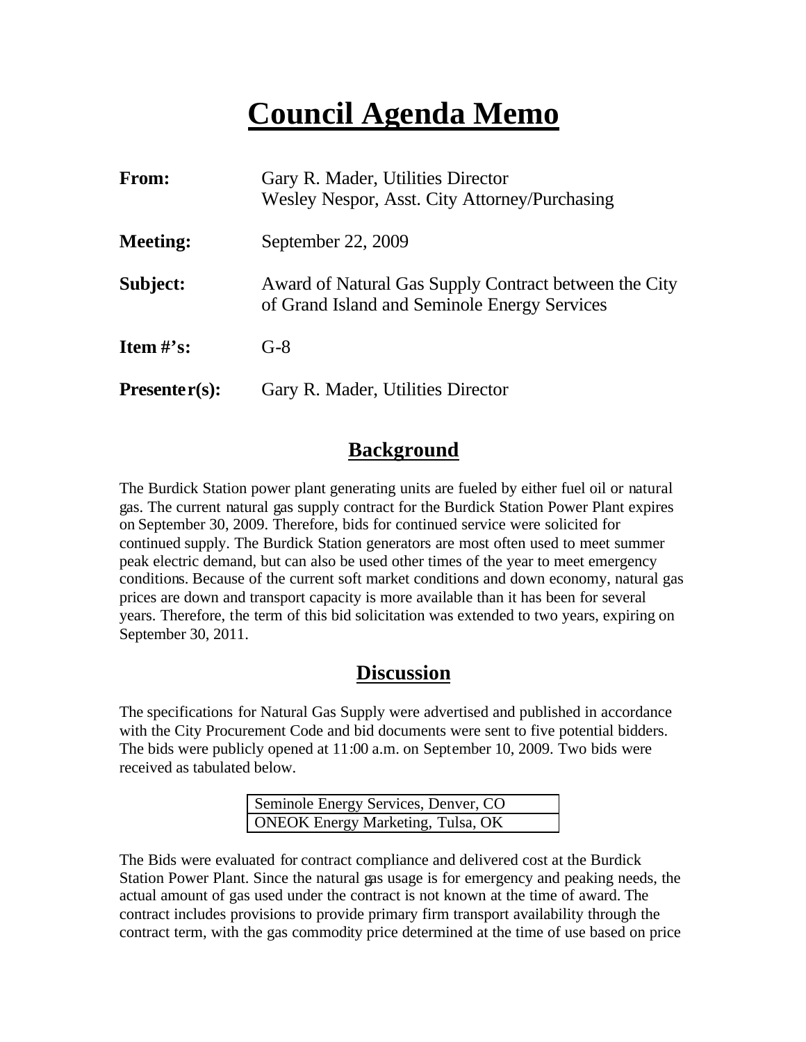# Council Agenda Memo

| | |
|---|---|
| **From:** | Gary R. Mader, Utilities Director<br>Wesley Nespor, Asst. City Attorney/Purchasing |
| **Meeting:** | September 22, 2009 |
| **Subject:** | Award of Natural Gas Supply Contract between the City of Grand Island and Seminole Energy Services |
| **Item #'s:** | G-8 |
| **Presenter(s):** | Gary R. Mader, Utilities Director |

## Background

The Burdick Station power plant generating units are fueled by either fuel oil or natural gas. The current natural gas supply contract for the Burdick Station Power Plant expires on September 30, 2009. Therefore, bids for continued service were solicited for continued supply. The Burdick Station generators are most often used to meet summer peak electric demand, but can also be used other times of the year to meet emergency conditions. Because of the current soft market conditions and down economy, natural gas prices are down and transport capacity is more available than it has been for several years. Therefore, the term of this bid solicitation was extended to two years, expiring on September 30, 2011.

## Discussion

The specifications for Natural Gas Supply were advertised and published in accordance with the City Procurement Code and bid documents were sent to five potential bidders. The bids were publicly opened at 11:00 a.m. on September 10, 2009. Two bids were received as tabulated below.

| |
|---|
| Seminole Energy Services, Denver, CO |
| ONEOK Energy Marketing, Tulsa, OK |

The Bids were evaluated for contract compliance and delivered cost at the Burdick Station Power Plant. Since the natural gas usage is for emergency and peaking needs, the actual amount of gas used under the contract is not known at the time of award. The contract includes provisions to provide primary firm transport availability through the contract term, with the gas commodity price determined at the time of use based on price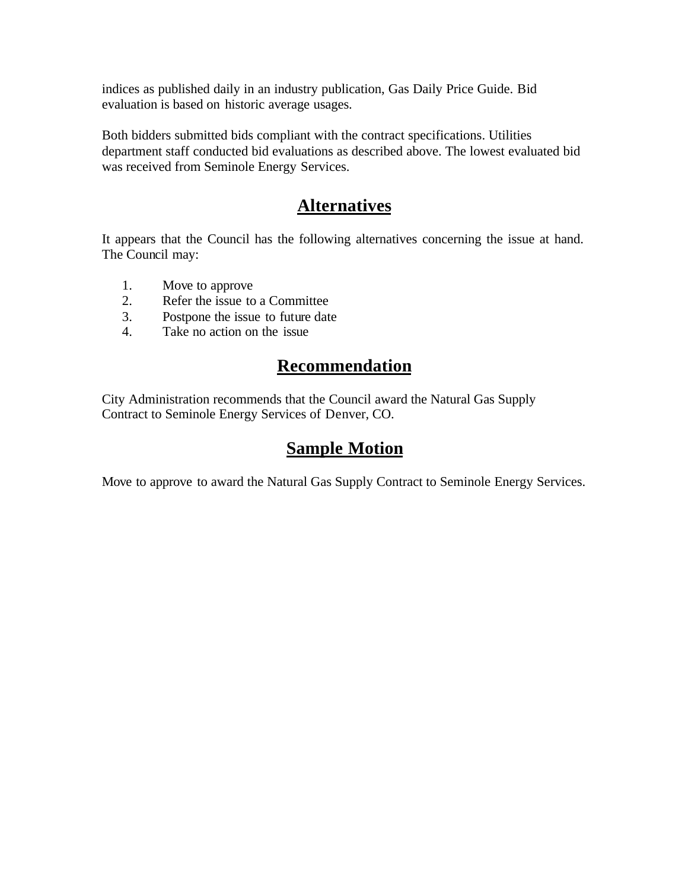indices as published daily in an industry publication, Gas Daily Price Guide. Bid evaluation is based on historic average usages.

Both bidders submitted bids compliant with the contract specifications. Utilities department staff conducted bid evaluations as described above. The lowest evaluated bid was received from Seminole Energy Services.

## Alternatives

It appears that the Council has the following alternatives concerning the issue at hand. The Council may:

1. Move to approve
2. Refer the issue to a Committee
3. Postpone the issue to future date
4. Take no action on the issue

## Recommendation

City Administration recommends that the Council award the Natural Gas Supply Contract to Seminole Energy Services of Denver, CO.

## Sample Motion

Move to approve to award the Natural Gas Supply Contract to Seminole Energy Services.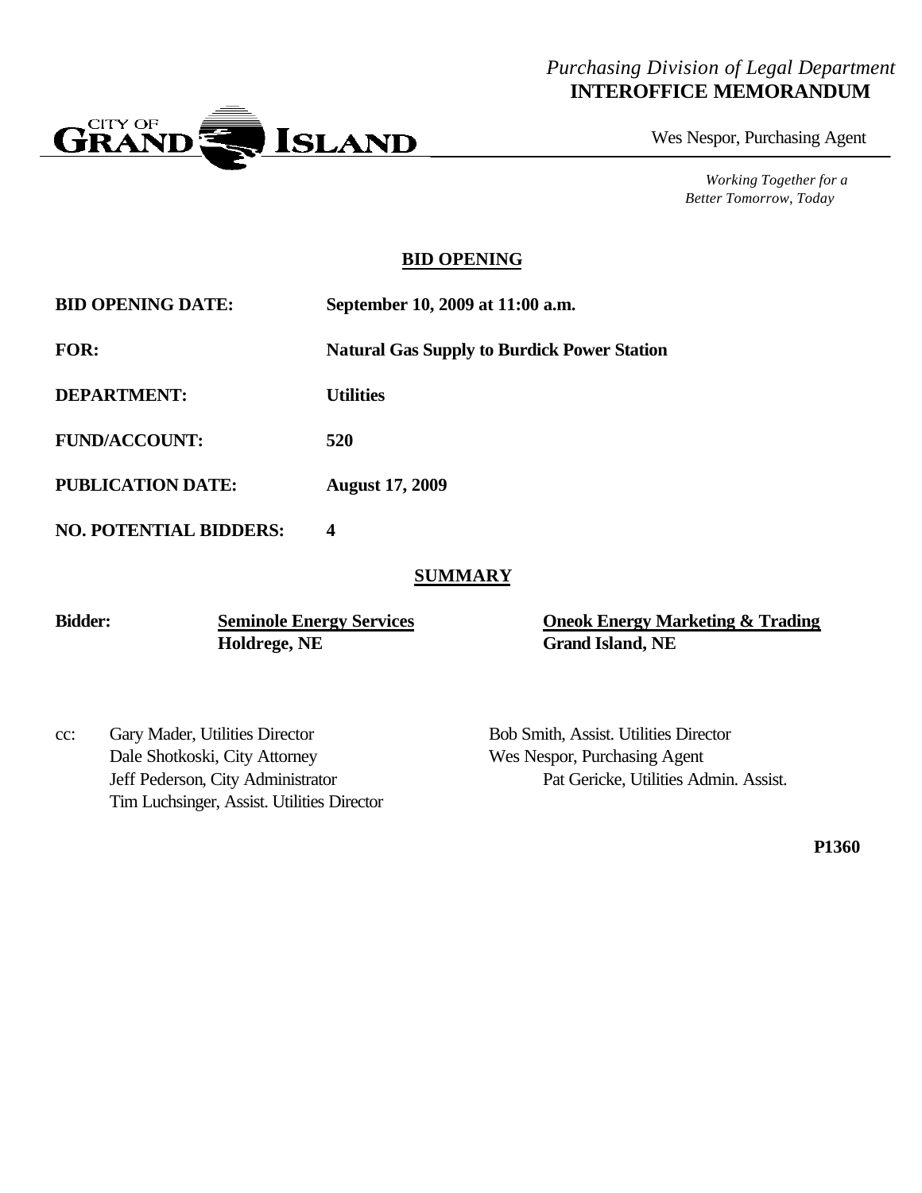*Purchasing Division of Legal Department*
**INTEROFFICE MEMORANDUM**

Wes Nespor, Purchasing Agent

*Working Together for a Better Tomorrow, Today*

## BID OPENING

**BID OPENING DATE:** **September 10, 2009 at 11:00 a.m.**

**FOR:** **Natural Gas Supply to Burdick Power Station**

**DEPARTMENT:** **Utilities**

**FUND/ACCOUNT:** **520**

**PUBLICATION DATE:** **August 17, 2009**

**NO. POTENTIAL BIDDERS:** **4**

## SUMMARY

| **Bidder:** | **Seminole Energy Services** | **Oneok Energy Marketing & Trading** |
|---|---|---|
| | **Holdrege, NE** | **Grand Island, NE** |

cc: Gary Mader, Utilities Director
Dale Shotkoski, City Attorney
Jeff Pederson, City Administrator
Tim Luchsinger, Assist. Utilities Director
Bob Smith, Assist. Utilities Director
Wes Nespor, Purchasing Agent
Pat Gericke, Utilities Admin. Assist.

**P1360**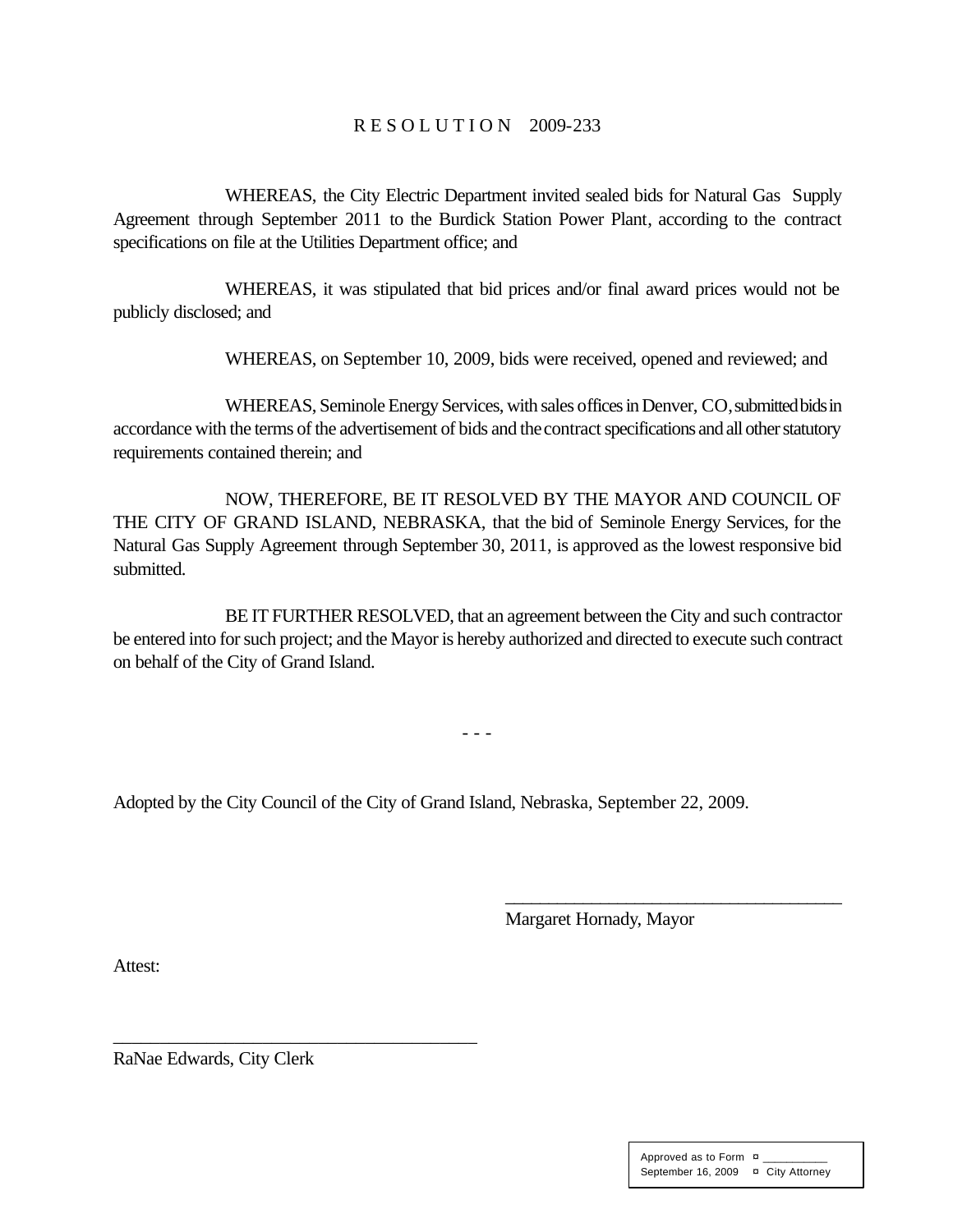# R E S O L U T I O N 2009-233

WHEREAS, the City Electric Department invited sealed bids for Natural Gas Supply Agreement through September 2011 to the Burdick Station Power Plant, according to the contract specifications on file at the Utilities Department office; and

WHEREAS, it was stipulated that bid prices and/or final award prices would not be publicly disclosed; and

WHEREAS, on September 10, 2009, bids were received, opened and reviewed; and

WHEREAS, Seminole Energy Services, with sales offices in Denver, CO, submitted bids in accordance with the terms of the advertisement of bids and the contract specifications and all other statutory requirements contained therein; and

NOW, THEREFORE, BE IT RESOLVED BY THE MAYOR AND COUNCIL OF THE CITY OF GRAND ISLAND, NEBRASKA, that the bid of Seminole Energy Services, for the Natural Gas Supply Agreement through September 30, 2011, is approved as the lowest responsive bid submitted.

BE IT FURTHER RESOLVED, that an agreement between the City and such contractor be entered into for such project; and the Mayor is hereby authorized and directed to execute such contract on behalf of the City of Grand Island.

- - -

Adopted by the City Council of the City of Grand Island, Nebraska, September 22, 2009.

_____________________________________
Margaret Hornady, Mayor

Attest:

_____________________________________
RaNae Edwards, City Clerk

Approved as to Form ¤ __________
September 16, 2009 ¤ City Attorney